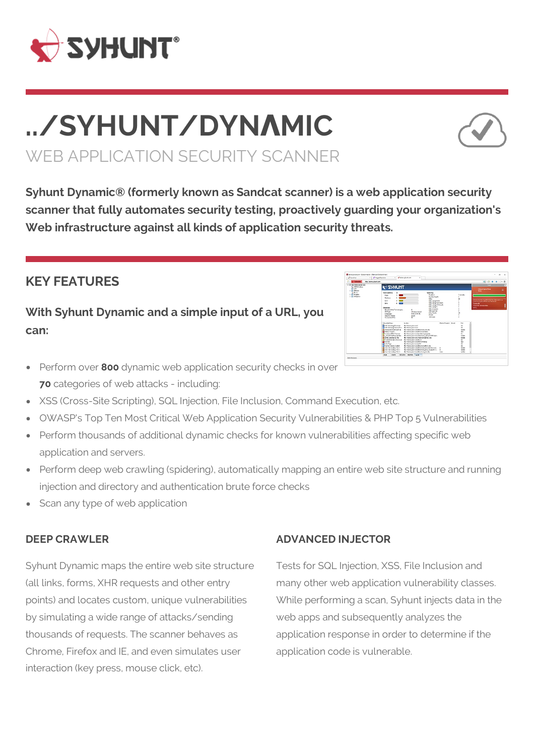# ../SYHUNT/DYNAMIC

## WEB APPLICATION SECURITY SCANNER

**Syhunt Dynamic® (formerly known as Sandcat scanner) is a web application security scanner that fully automates security testing, proactively guarding your organization's Web infrastructure against all kinds of application security threats.**

## KEY FEATURES

### With Syhunt Dynamic and a simple input of a URL, you can:

- Perform over **800** dynamic web application security checks in over **70** categories of web attacks - including:
- XSS (Cross-Site Scripting), SQL Injection, File Inclusion, Command Execution, etc.
- OWASP's Top Ten Most Critical Web Application Security Vulnerabilities & PHP Top 5 Vulnerabilities
- Perform thousands of additional dynamic checks for known vulnerabilities affecting specific web application and servers.
- Perform deep web crawling (spidering), automatically mapping an entire web site structure and running injection and directory and authentication brute force checks
- Scan any type of web application

### DEEP CRAWLER

Syhunt Dynamic maps the entire web site structure (all links, forms, XHR requests and other entry points) and locates custom, unique vulnerabilities by simulating a wide range of attacks/sending thousands of requests. The scanner behaves as Chrome, Firefox and IE, and even simulates user interaction (key press, mouse click, etc).

### ADVANCED INJECTOR

Tests for SQL Injection, XSS, File Inclusion and many other web application vulnerability classes. While performing a scan, Syhunt injects data in the web apps and subsequently analyzes the application response in order to determine if the application code is vulnerable.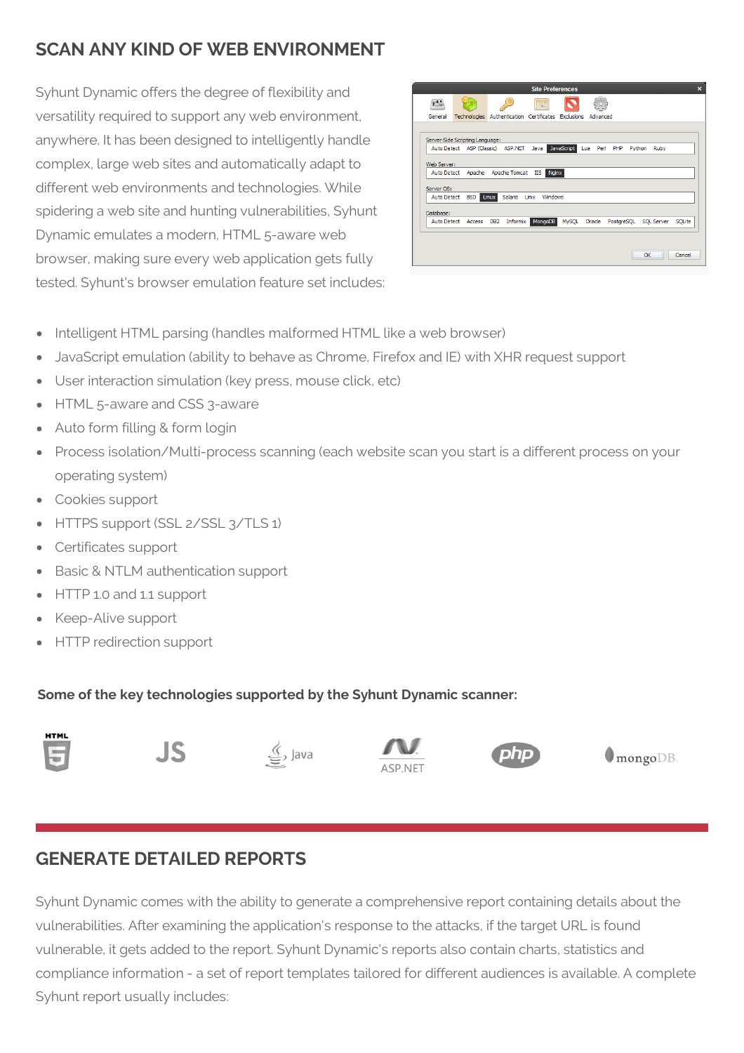## SCAN ANY KIND OF WEB ENVIRONMENT

Syhunt Dynamic offers the degree of flexibility and versatility required to support any web environment, anywhere. It has been designed to intelligently handle complex, large web sites and automatically adapt to different web environments and technologies. While spidering a web site and hunting vulnerabilities, Syhunt Dynamic emulates a modern, HTML 5-aware web browser, making sure every web application gets fully tested. Syhunt's browser emulation feature set includes:

- Intelligent HTML parsing (handles malformed HTML like a web browser)
- JavaScript emulation (ability to behave as Chrome, Firefox and IE) with XHR request support
- User interaction simulation (key press, mouse click, etc)
- HTML 5-aware and CSS 3-aware
- Auto form filling & form login
- Process isolation/Multi-process scanning (each website scan you start is a different process on your operating system)
- Cookies support
- HTTPS support (SSL 2/SSL 3/TLS 1)
- Certificates support
- Basic & NTLM authentication support
- HTTP 1.0 and 1.1 support
- Keep-Alive support
- HTTP redirection support

**Some of the key technologies supported by the Syhunt Dynamic scanner:**

## GENERATE DETAILED REPORTS

Syhunt Dynamic comes with the ability to generate a comprehensive report containing details about the vulnerabilities. After examining the application's response to the attacks, if the target URL is found vulnerable, it gets added to the report. Syhunt Dynamic's reports also contain charts, statistics and compliance information - a set of report templates tailored for different audiences is available. A complete Syhunt report usually includes: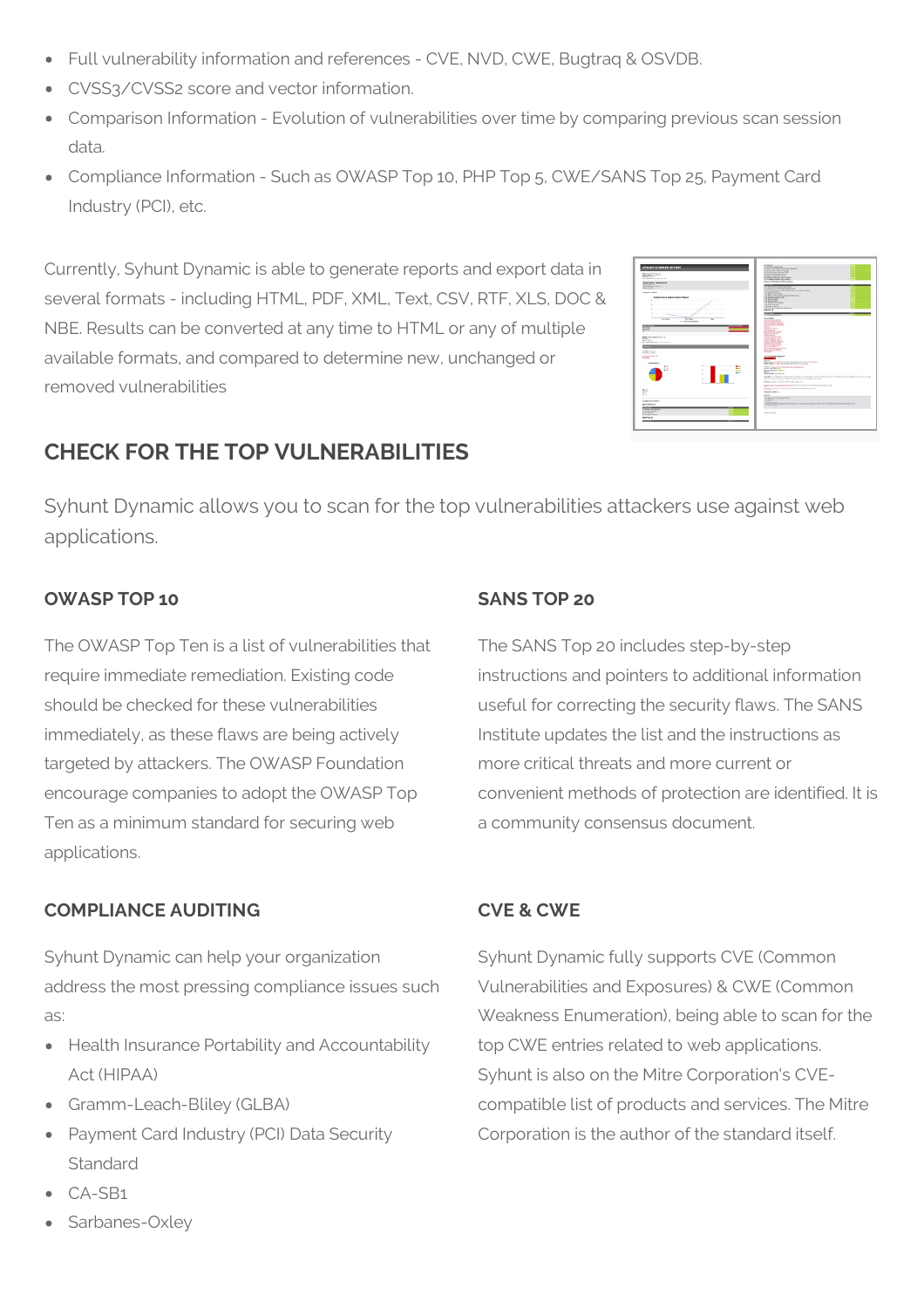- Full vulnerability information and references - CVE, NVD, CWE, Bugtraq & OSVDB.
- CVSS3/CVSS2 score and vector information.
- Comparison Information - Evolution of vulnerabilities over time by comparing previous scan session data.
- Compliance Information - Such as OWASP Top 10, PHP Top 5, CWE/SANS Top 25, Payment Card Industry (PCI), etc.

Currently, Syhunt Dynamic is able to generate reports and export data in several formats - including HTML, PDF, XML, Text, CSV, RTF, XLS, DOC & NBE. Results can be converted at any time to HTML or any of multiple available formats, and compared to determine new, unchanged or removed vulnerabilities

## CHECK FOR THE TOP VULNERABILITIES

Syhunt Dynamic allows you to scan for the top vulnerabilities attackers use against web applications.

### OWASP TOP 10

The OWASP Top Ten is a list of vulnerabilities that require immediate remediation. Existing code should be checked for these vulnerabilities immediately, as these flaws are being actively targeted by attackers. The OWASP Foundation encourage companies to adopt the OWASP Top Ten as a minimum standard for securing web applications.

### SANS TOP 20

The SANS Top 20 includes step-by-step instructions and pointers to additional information useful for correcting the security flaws. The SANS Institute updates the list and the instructions as more critical threats and more current or convenient methods of protection are identified. It is a community consensus document.

### COMPLIANCE AUDITING

Syhunt Dynamic can help your organization address the most pressing compliance issues such as:

- Health Insurance Portability and Accountability Act (HIPAA)
- Gramm-Leach-Bliley (GLBA)
- Payment Card Industry (PCI) Data Security Standard
- CA-SB1
- Sarbanes-Oxley

### CVE & CWE

Syhunt Dynamic fully supports CVE (Common Vulnerabilities and Exposures) & CWE (Common Weakness Enumeration), being able to scan for the top CWE entries related to web applications. Syhunt is also on the Mitre Corporation's CVE-compatible list of products and services. The Mitre Corporation is the author of the standard itself.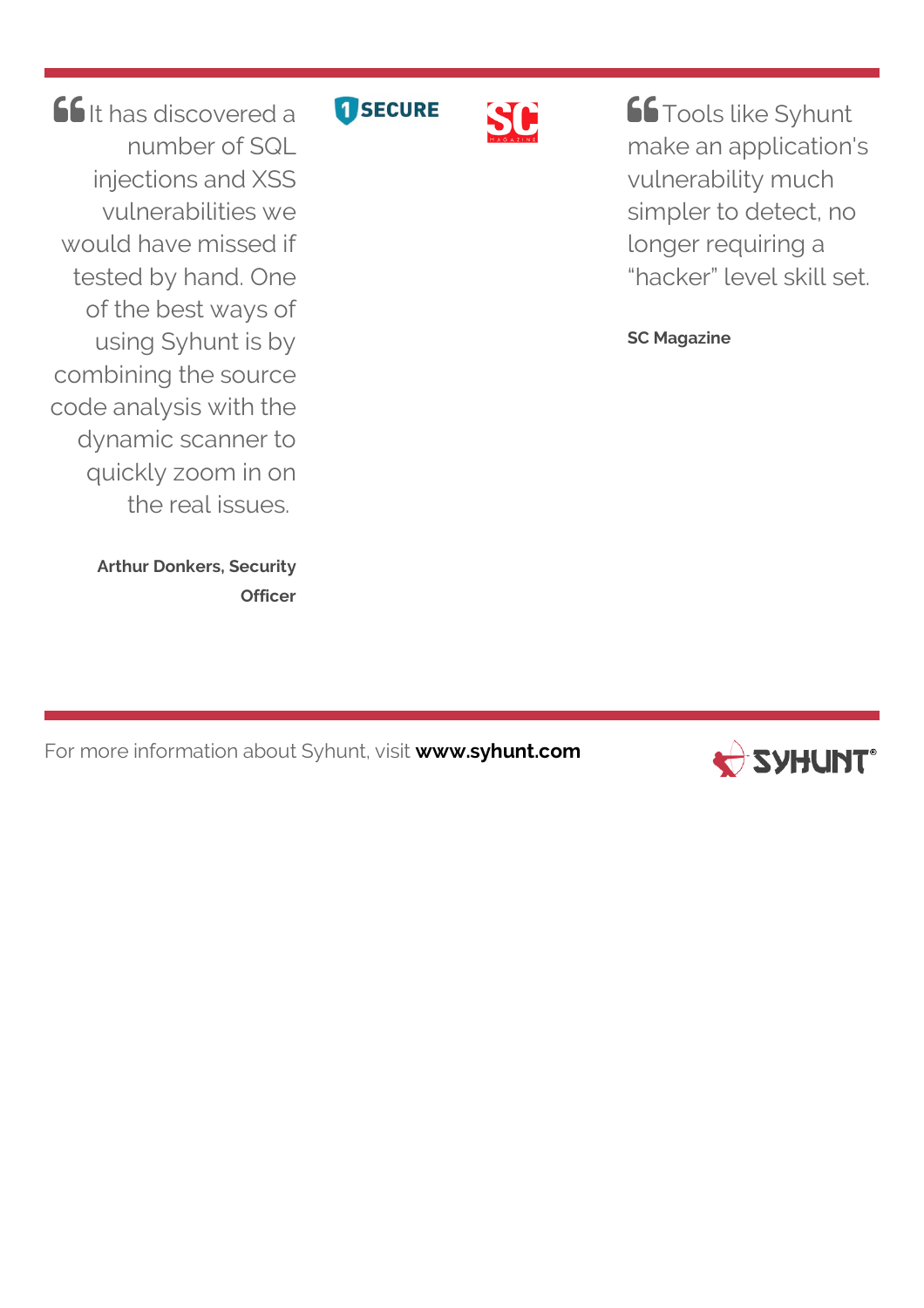> It has discovered a number of SQL injections and XSS vulnerabilities we would have missed if tested by hand. One of the best ways of using Syhunt is by combining the source code analysis with the dynamic scanner to quickly zoom in on the real issues.

**Arthur Donkers, Security Officer**

1SECURE

SC MAGAZINE

> Tools like Syhunt make an application's vulnerability much simpler to detect, no longer requiring a "hacker" level skill set.

**SC Magazine**

For more information about Syhunt, visit **www.syhunt.com**

SYHUNT®